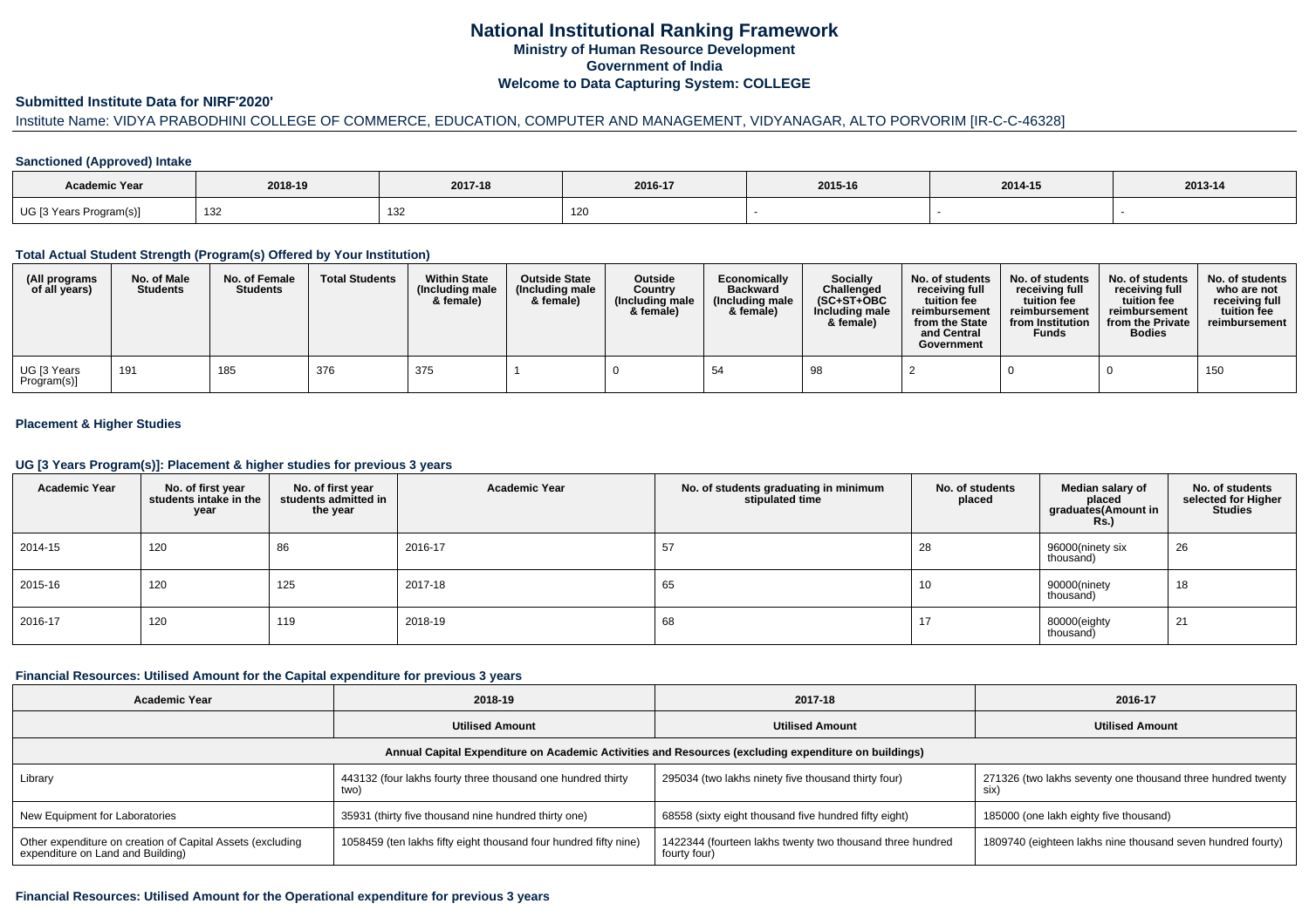# National Institutional Ranking Framework

## Ministry of Human Resource Development

## Government of India

## Welcome to Data Capturing System: COLLEGE

### Submitted Institute Data for NIRF'2020'

Institute Name: VIDYA PRABODHINI COLLEGE OF COMMERCE, EDUCATION, COMPUTER AND MANAGEMENT, VIDYANAGAR, ALTO PORVORIM [IR-C-C-46328]

### Sanctioned (Approved) Intake

| Academic Year | 2018-19 | 2017-18 | 2016-17 | 2015-16 | 2014-15 | 2013-14 |
|---|---|---|---|---|---|---|
| UG [3 Years Program(s)] | 132 | 132 | 120 | - | - | - |

### Total Actual Student Strength (Program(s) Offered by Your Institution)

| (All programs of all years) | No. of Male Students | No. of Female Students | Total Students | Within State (Including male & female) | Outside State (Including male & female) | Outside Country (Including male & female) | Economically Backward (Including male & female) | Socially Challenged (SC+ST+OBC Including male & female) | No. of students receiving full tuition fee reimbursement from the State and Central Government | No. of students receiving full tuition fee reimbursement from Institution Funds | No. of students receiving full tuition fee reimbursement from the Private Bodies | No. of students who are not receiving full tuition fee reimbursement |
|---|---|---|---|---|---|---|---|---|---|---|---|---|
| UG [3 Years Program(s)] | 191 | 185 | 376 | 375 | 1 | 0 | 54 | 98 | 2 | 0 | 0 | 150 |

### Placement & Higher Studies

### UG [3 Years Program(s)]: Placement & higher studies for previous 3 years

| Academic Year | No. of first year students intake in the year | No. of first year students admitted in the year | Academic Year | No. of students graduating in minimum stipulated time | No. of students placed | Median salary of placed graduates(Amount in Rs.) | No. of students selected for Higher Studies |
|---|---|---|---|---|---|---|---|
| 2014-15 | 120 | 86 | 2016-17 | 57 | 28 | 96000(ninety six thousand) | 26 |
| 2015-16 | 120 | 125 | 2017-18 | 65 | 10 | 90000(ninety thousand) | 18 |
| 2016-17 | 120 | 119 | 2018-19 | 68 | 17 | 80000(eighty thousand) | 21 |

### Financial Resources: Utilised Amount for the Capital expenditure for previous 3 years

| Academic Year | 2018-19 | 2017-18 | 2016-17 |
|---|---|---|---|
| | Utilised Amount | Utilised Amount | Utilised Amount |
| Annual Capital Expenditure on Academic Activities and Resources (excluding expenditure on buildings) | | | |
| Library | 443132 (four lakhs fourty three thousand one hundred thirty two) | 295034 (two lakhs ninety five thousand thirty four) | 271326 (two lakhs seventy one thousand three hundred twenty six) |
| New Equipment for Laboratories | 35931 (thirty five thousand nine hundred thirty one) | 68558 (sixty eight thousand five hundred fifty eight) | 185000 (one lakh eighty five thousand) |
| Other expenditure on creation of Capital Assets (excluding expenditure on Land and Building) | 1058459 (ten lakhs fifty eight thousand four hundred fifty nine) | 1422344 (fourteen lakhs twenty two thousand three hundred fourty four) | 1809740 (eighteen lakhs nine thousand seven hundred fourty) |

### Financial Resources: Utilised Amount for the Operational expenditure for previous 3 years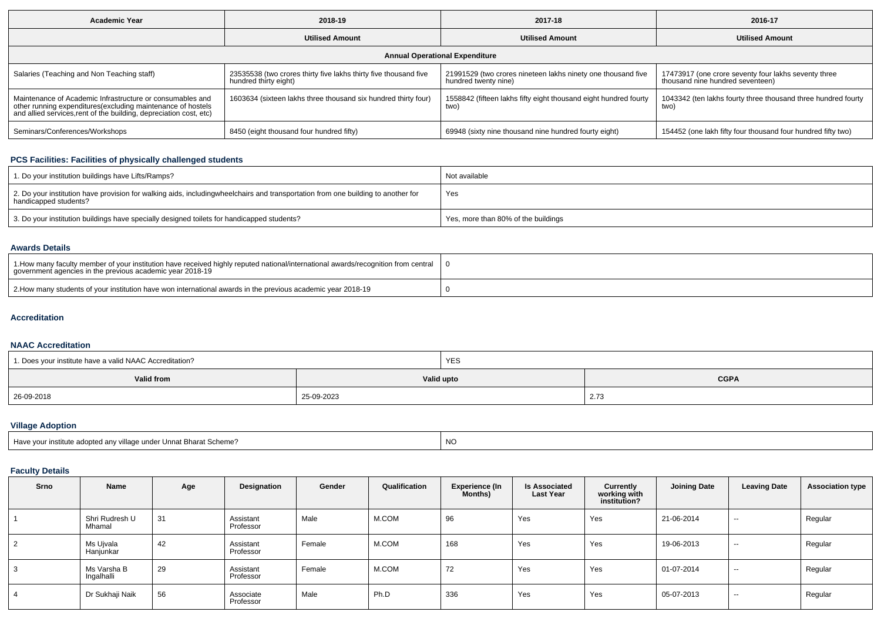| Academic Year | 2018-19 | 2017-18 | 2016-17 |
|---|---|---|---|
| | Utilised Amount | Utilised Amount | Utilised Amount |
| **Annual Operational Expenditure** | | | |
| Salaries (Teaching and Non Teaching staff) | 23535538 (two crores thirty five lakhs thirty five thousand five hundred thirty eight) | 21991529 (two crores nineteen lakhs ninety one thousand five hundred twenty nine) | 17473917 (one crore seventy four lakhs seventy three thousand nine hundred seventeen) |
| Maintenance of Academic Infrastructure or consumables and other running expenditures(excluding maintenance of hostels and allied services,rent of the building, depreciation cost, etc) | 1603634 (sixteen lakhs three thousand six hundred thirty four) | 1558842 (fifteen lakhs fifty eight thousand eight hundred fourty two) | 1043342 (ten lakhs fourty three thousand three hundred fourty two) |
| Seminars/Conferences/Workshops | 8450 (eight thousand four hundred fifty) | 69948 (sixty nine thousand nine hundred fourty eight) | 154452 (one lakh fifty four thousand four hundred fifty two) |

## PCS Facilities: Facilities of physically challenged students

| | |
|---|---|
| 1. Do your institution buildings have Lifts/Ramps? | Not available |
| 2. Do your institution have provision for walking aids, includingwheelchairs and transportation from one building to another for handicapped students? | Yes |
| 3. Do your institution buildings have specially designed toilets for handicapped students? | Yes, more than 80% of the buildings |

## Awards Details

| | |
|---|---|
| 1.How many faculty member of your institution have received highly reputed national/international awards/recognition from central government agencies in the previous academic year 2018-19 | 0 |
| 2.How many students of your institution have won international awards in the previous academic year 2018-19 | 0 |

## Accreditation

### NAAC Accreditation

| 1. Does your institute have a valid NAAC Accreditation? | YES | |
|---|---|---|
| **Valid from** | **Valid upto** | **CGPA** |
| 26-09-2018 | 25-09-2023 | 2.73 |

## Village Adoption

| | |
|---|---|
| Have your institute adopted any village under Unnat Bharat Scheme? | NO |

## Faculty Details

| Srno | Name | Age | Designation | Gender | Qualification | Experience (In Months) | Is Associated Last Year | Currently working with institution? | Joining Date | Leaving Date | Association type |
|---|---|---|---|---|---|---|---|---|---|---|---|
| 1 | Shri Rudresh U Mhamal | 31 | Assistant Professor | Male | M.COM | 96 | Yes | Yes | 21-06-2014 | -- | Regular |
| 2 | Ms Ujvala Hanjunkar | 42 | Assistant Professor | Female | M.COM | 168 | Yes | Yes | 19-06-2013 | -- | Regular |
| 3 | Ms Varsha B Ingalhalli | 29 | Assistant Professor | Female | M.COM | 72 | Yes | Yes | 01-07-2014 | -- | Regular |
| 4 | Dr Sukhaji Naik | 56 | Associate Professor | Male | Ph.D | 336 | Yes | Yes | 05-07-2013 | -- | Regular |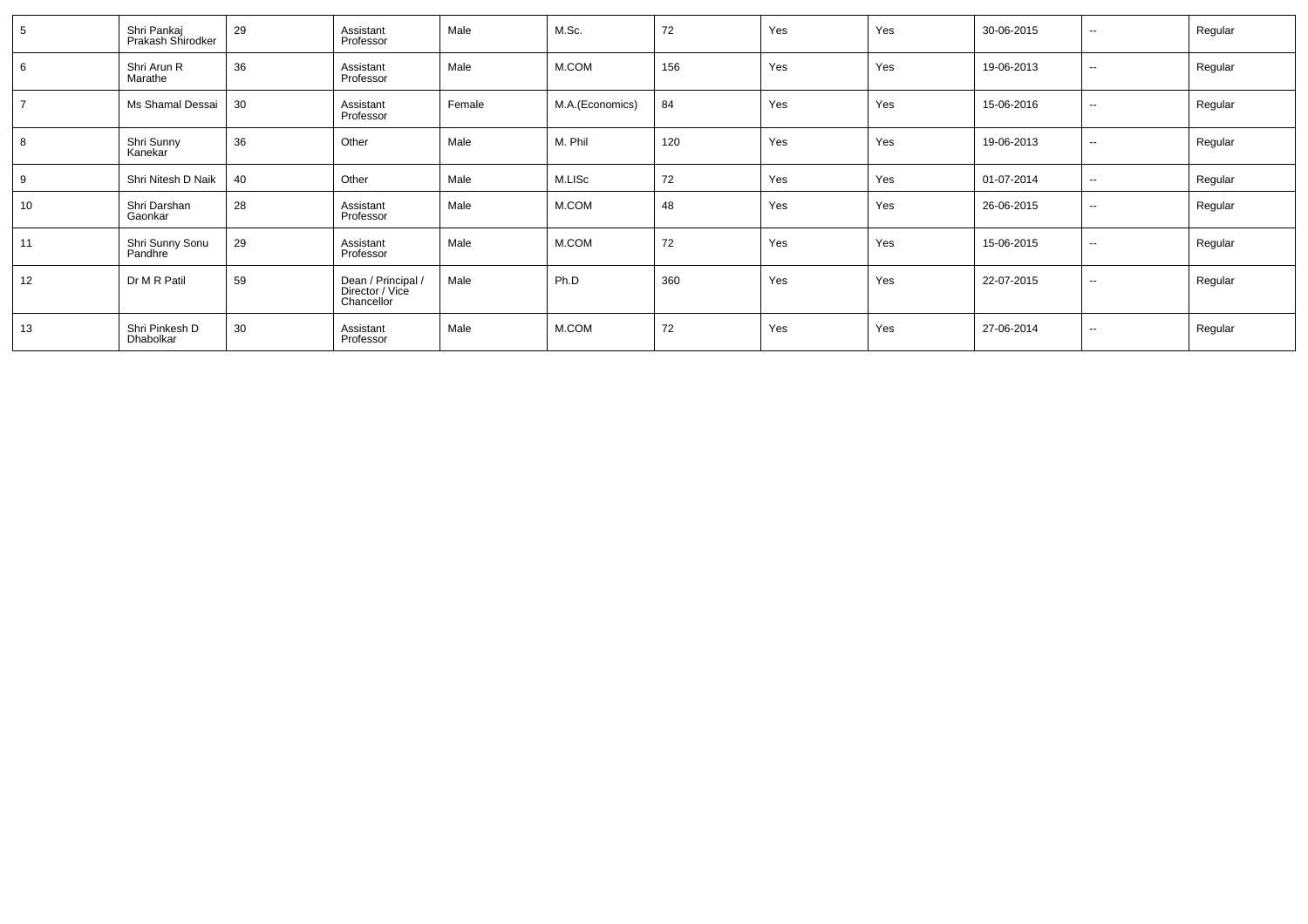| | | | | | | | | | | | |
|---|---|---|---|---|---|---|---|---|---|---|---|
| 5 | Shri Pankaj Prakash Shirodker | 29 | Assistant Professor | Male | M.Sc. | 72 | Yes | Yes | 30-06-2015 | -- | Regular |
| 6 | Shri Arun R Marathe | 36 | Assistant Professor | Male | M.COM | 156 | Yes | Yes | 19-06-2013 | -- | Regular |
| 7 | Ms Shamal Dessai | 30 | Assistant Professor | Female | M.A.(Economics) | 84 | Yes | Yes | 15-06-2016 | -- | Regular |
| 8 | Shri Sunny Kanekar | 36 | Other | Male | M. Phil | 120 | Yes | Yes | 19-06-2013 | -- | Regular |
| 9 | Shri Nitesh D Naik | 40 | Other | Male | M.LISc | 72 | Yes | Yes | 01-07-2014 | -- | Regular |
| 10 | Shri Darshan Gaonkar | 28 | Assistant Professor | Male | M.COM | 48 | Yes | Yes | 26-06-2015 | -- | Regular |
| 11 | Shri Sunny Sonu Pandhre | 29 | Assistant Professor | Male | M.COM | 72 | Yes | Yes | 15-06-2015 | -- | Regular |
| 12 | Dr M R Patil | 59 | Dean / Principal / Director / Vice Chancellor | Male | Ph.D | 360 | Yes | Yes | 22-07-2015 | -- | Regular |
| 13 | Shri Pinkesh D Dhabolkar | 30 | Assistant Professor | Male | M.COM | 72 | Yes | Yes | 27-06-2014 | -- | Regular |